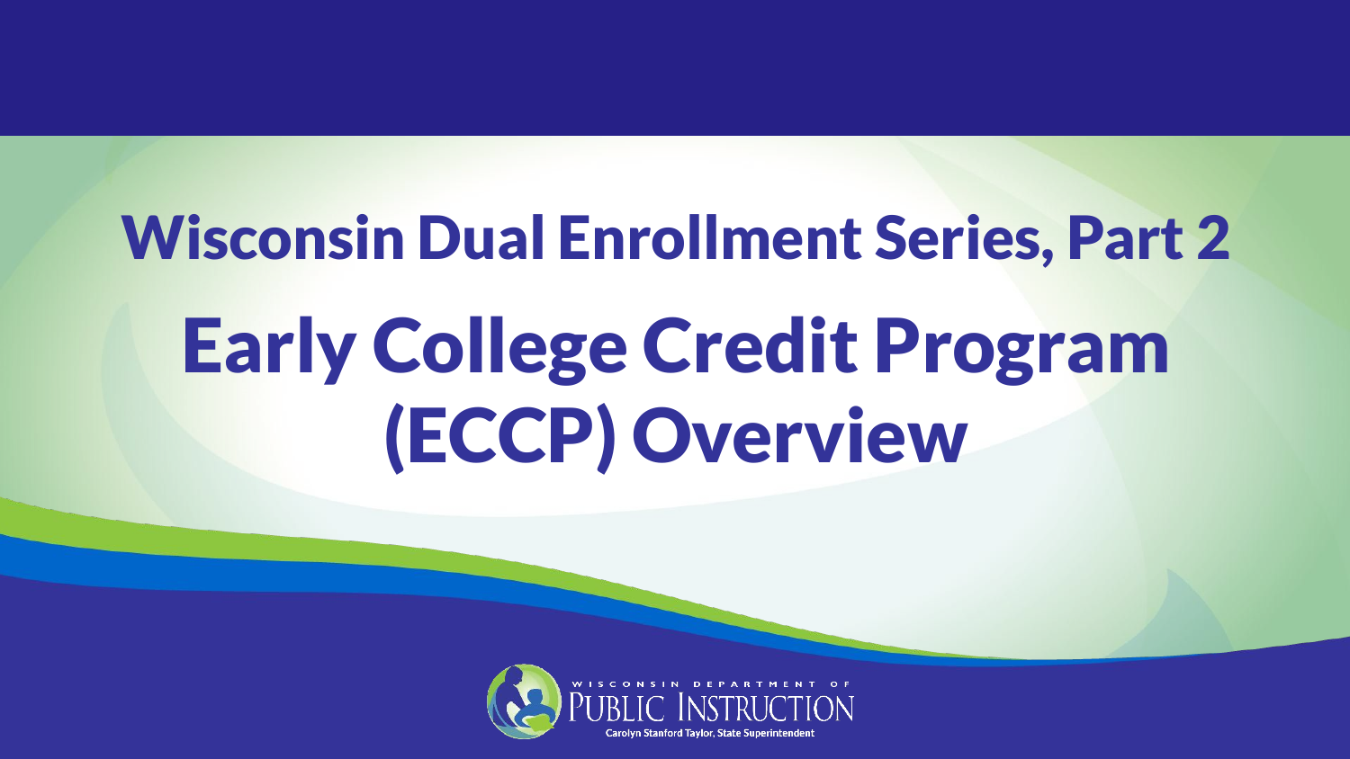# Wisconsin Dual Enrollment Series, Part 2

# Early College Credit Program (ECCP) Overview

WISCONSIN DEPARTMENT OF PUBLIC INSTRUCTION

Carolyn Stanford Taylor, State Superintendent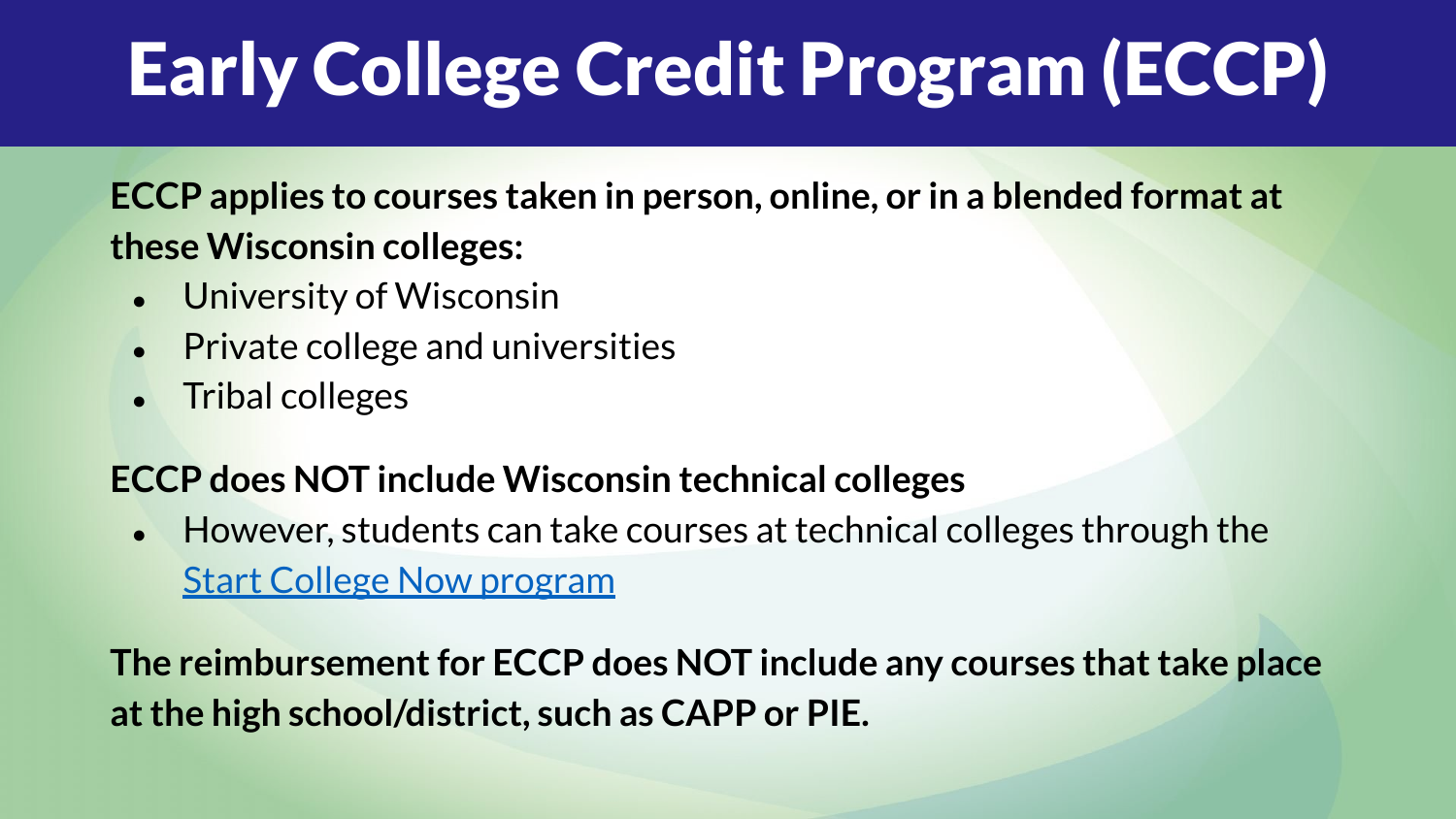# Early College Credit Program (ECCP)

**ECCP applies to courses taken in person, online, or in a blended format at these Wisconsin colleges:**

- University of Wisconsin
- Private college and universities
- Tribal colleges

**ECCP does NOT include Wisconsin technical colleges**

- However, students can take courses at technical colleges through the Start College Now program

**The reimbursement for ECCP does NOT include any courses that take place at the high school/district, such as CAPP or PIE.**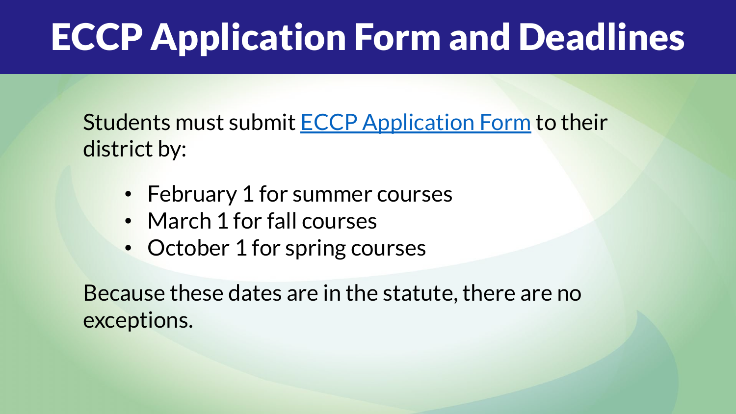# ECCP Application Form and Deadlines

Students must submit ECCP Application Form to their district by:

- February 1 for summer courses
- March 1 for fall courses
- October 1 for spring courses

Because these dates are in the statute, there are no exceptions.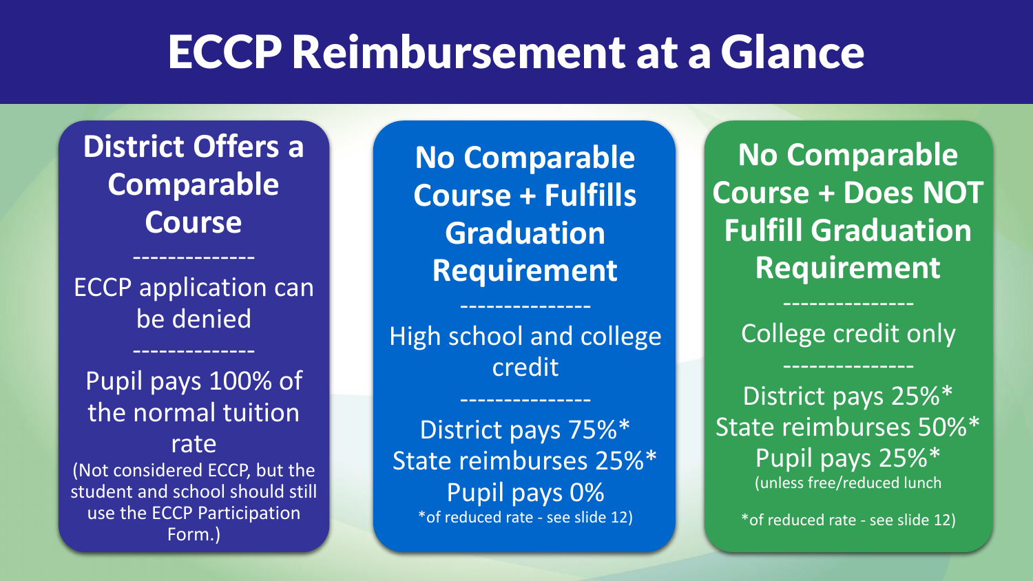# ECCP Reimbursement at a Glance

## District Offers a Comparable Course

--------------

ECCP application can be denied

--------------

Pupil pays 100% of the normal tuition rate

(Not considered ECCP, but the student and school should still use the ECCP Participation Form.)

## No Comparable Course + Fulfills Graduation Requirement

---------------

High school and college credit

---------------

District pays 75%*
State reimburses 25%*
Pupil pays 0%

*of reduced rate - see slide 12)

## No Comparable Course + Does NOT Fulfill Graduation Requirement

---------------

College credit only

---------------

District pays 25%*
State reimburses 50%*
Pupil pays 25%*
(unless free/reduced lunch

*of reduced rate - see slide 12)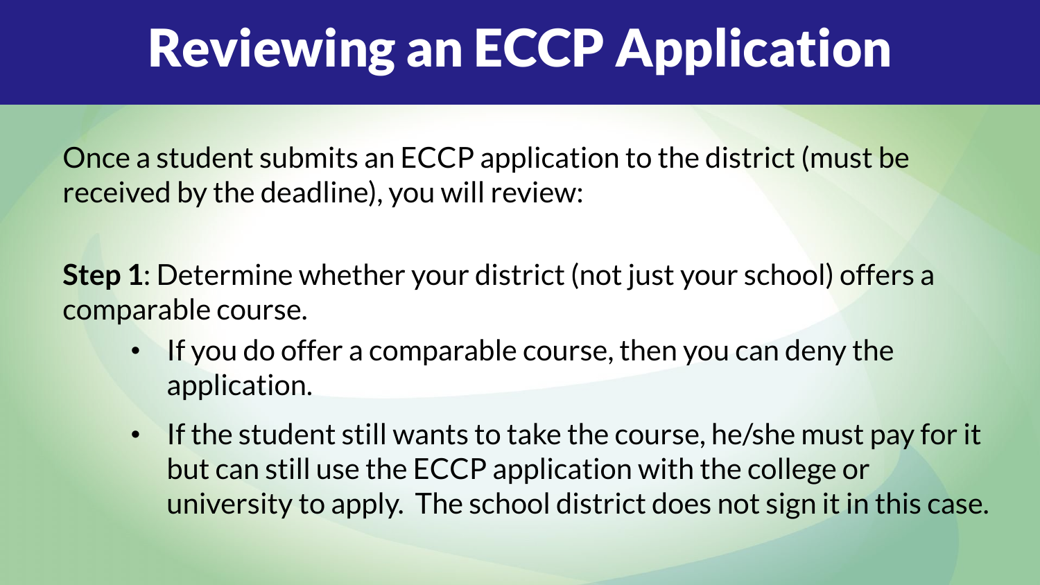# Reviewing an ECCP Application

Once a student submits an ECCP application to the district (must be received by the deadline), you will review:

**Step 1**: Determine whether your district (not just your school) offers a comparable course.

- If you do offer a comparable course, then you can deny the application.
- If the student still wants to take the course, he/she must pay for it but can still use the ECCP application with the college or university to apply. The school district does not sign it in this case.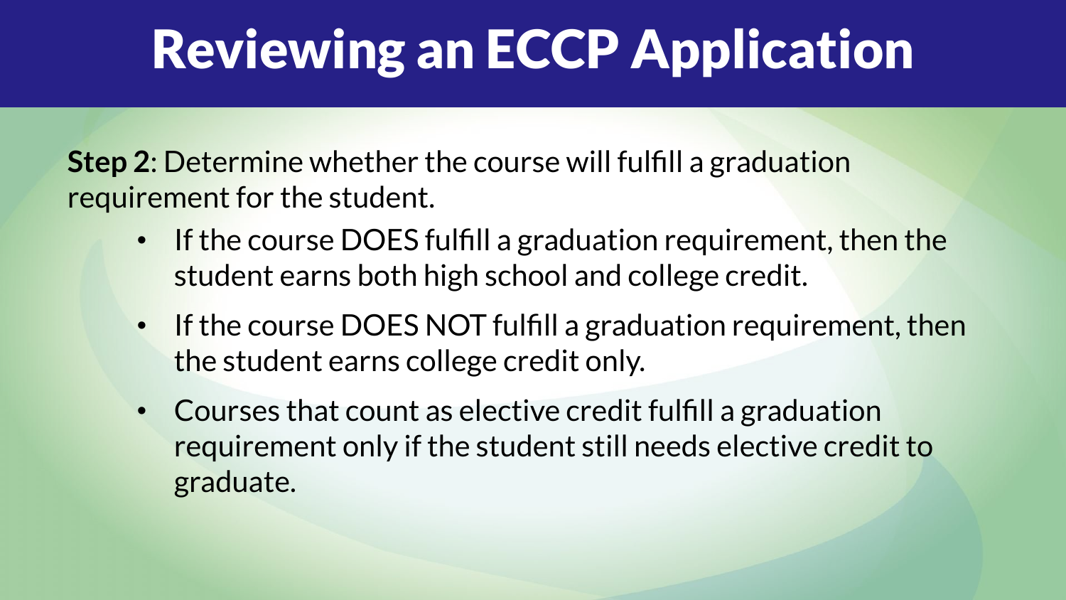# Reviewing an ECCP Application

**Step 2**: Determine whether the course will fulfill a graduation requirement for the student.

- If the course DOES fulfill a graduation requirement, then the student earns both high school and college credit.
- If the course DOES NOT fulfill a graduation requirement, then the student earns college credit only.
- Courses that count as elective credit fulfill a graduation requirement only if the student still needs elective credit to graduate.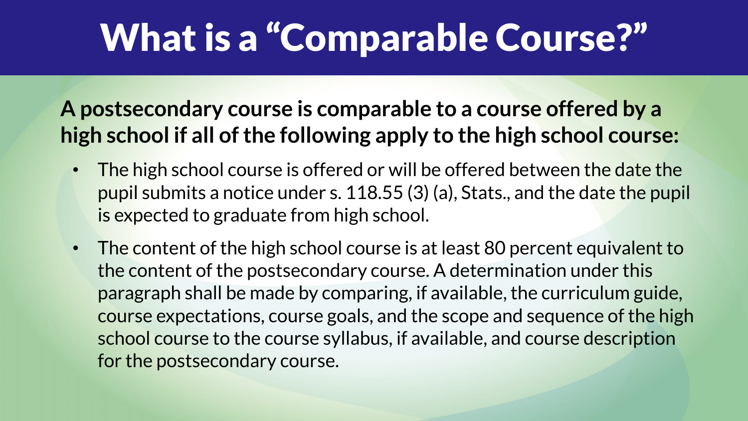# What is a "Comparable Course?"

**A postsecondary course is comparable to a course offered by a high school if all of the following apply to the high school course:**

- The high school course is offered or will be offered between the date the pupil submits a notice under s. 118.55 (3) (a), Stats., and the date the pupil is expected to graduate from high school.
- The content of the high school course is at least 80 percent equivalent to the content of the postsecondary course. A determination under this paragraph shall be made by comparing, if available, the curriculum guide, course expectations, course goals, and the scope and sequence of the high school course to the course syllabus, if available, and course description for the postsecondary course.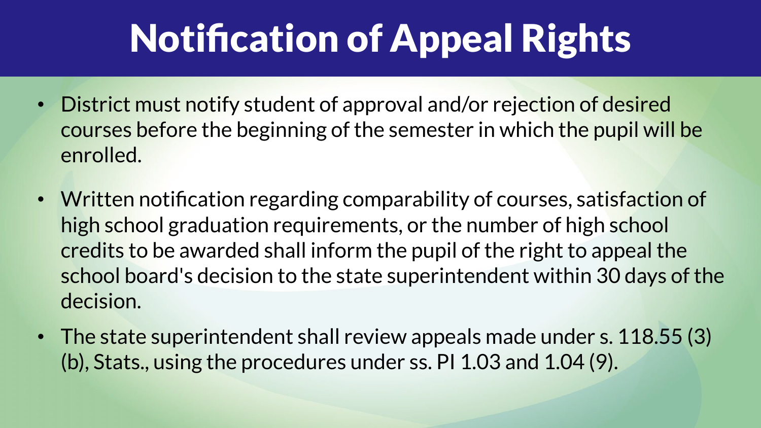# Notification of Appeal Rights

- District must notify student of approval and/or rejection of desired courses before the beginning of the semester in which the pupil will be enrolled.
- Written notification regarding comparability of courses, satisfaction of high school graduation requirements, or the number of high school credits to be awarded shall inform the pupil of the right to appeal the school board's decision to the state superintendent within 30 days of the decision.
- The state superintendent shall review appeals made under s. 118.55 (3)(b), Stats., using the procedures under ss. PI 1.03 and 1.04 (9).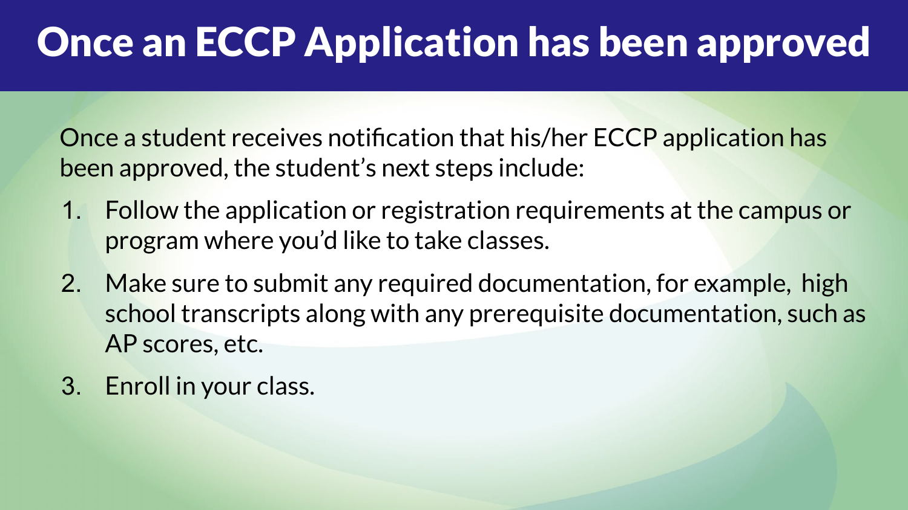# Once an ECCP Application has been approved

Once a student receives notification that his/her ECCP application has been approved, the student's next steps include:

1. Follow the application or registration requirements at the campus or program where you'd like to take classes.
2. Make sure to submit any required documentation, for example, high school transcripts along with any prerequisite documentation, such as AP scores, etc.
3. Enroll in your class.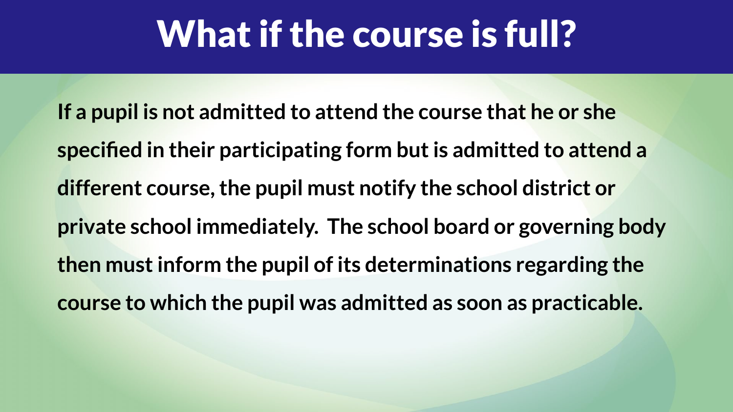# What if the course is full?

**If a pupil is not admitted to attend the course that he or she specified in their participating form but is admitted to attend a different course, the pupil must notify the school district or private school immediately. The school board or governing body then must inform the pupil of its determinations regarding the course to which the pupil was admitted as soon as practicable.**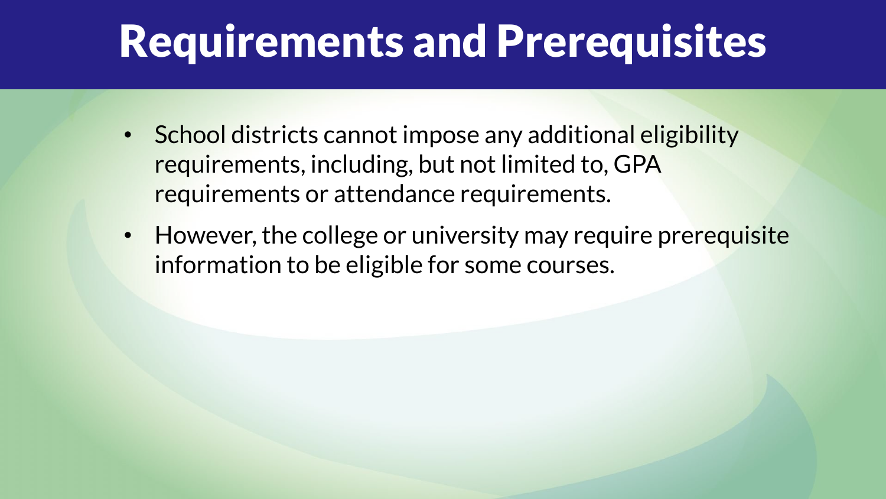# Requirements and Prerequisites

- School districts cannot impose any additional eligibility requirements, including, but not limited to, GPA requirements or attendance requirements.
- However, the college or university may require prerequisite information to be eligible for some courses.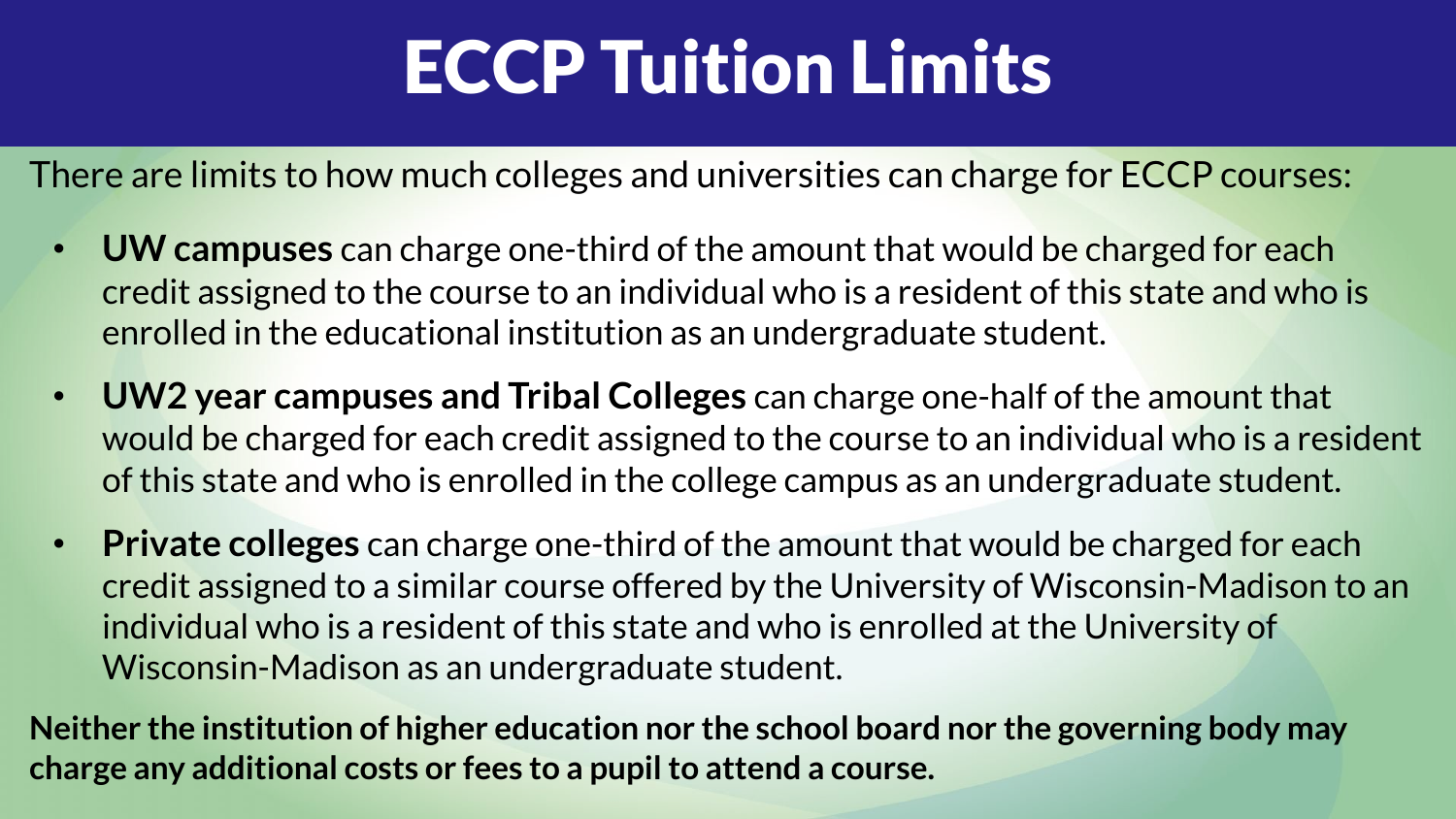# ECCP Tuition Limits

There are limits to how much colleges and universities can charge for ECCP courses:

- **UW campuses** can charge one-third of the amount that would be charged for each credit assigned to the course to an individual who is a resident of this state and who is enrolled in the educational institution as an undergraduate student.
- **UW2 year campuses and Tribal Colleges** can charge one-half of the amount that would be charged for each credit assigned to the course to an individual who is a resident of this state and who is enrolled in the college campus as an undergraduate student.
- **Private colleges** can charge one-third of the amount that would be charged for each credit assigned to a similar course offered by the University of Wisconsin-Madison to an individual who is a resident of this state and who is enrolled at the University of Wisconsin-Madison as an undergraduate student.

**Neither the institution of higher education nor the school board nor the governing body may charge any additional costs or fees to a pupil to attend a course.**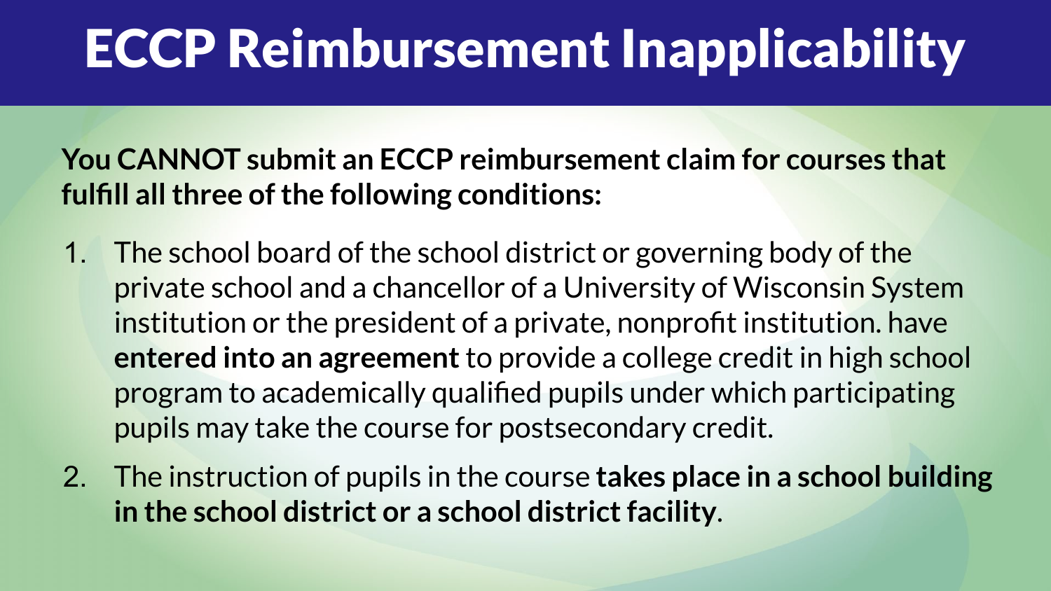# ECCP Reimbursement Inapplicability

**You CANNOT submit an ECCP reimbursement claim for courses that fulfill all three of the following conditions:**

1. The school board of the school district or governing body of the private school and a chancellor of a University of Wisconsin System institution or the president of a private, nonprofit institution. have **entered into an agreement** to provide a college credit in high school program to academically qualified pupils under which participating pupils may take the course for postsecondary credit.
2. The instruction of pupils in the course **takes place in a school building in the school district or a school district facility**.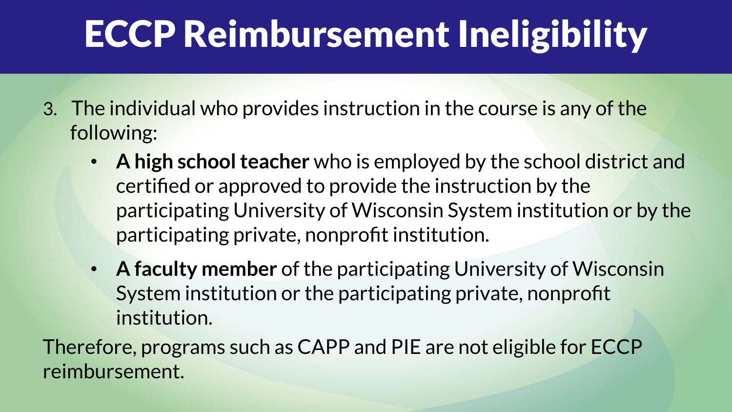# ECCP Reimbursement Ineligibility

3. The individual who provides instruction in the course is any of the following:
   - **A high school teacher** who is employed by the school district and certified or approved to provide the instruction by the participating University of Wisconsin System institution or by the participating private, nonprofit institution.
   - **A faculty member** of the participating University of Wisconsin System institution or the participating private, nonprofit institution.

Therefore, programs such as CAPP and PIE are not eligible for ECCP reimbursement.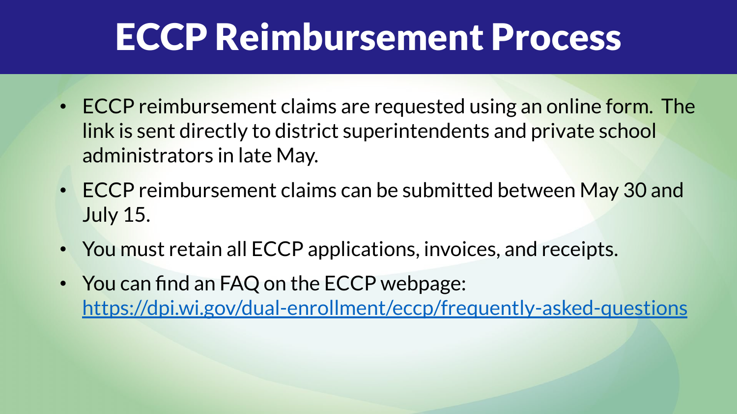# ECCP Reimbursement Process

- ECCP reimbursement claims are requested using an online form. The link is sent directly to district superintendents and private school administrators in late May.
- ECCP reimbursement claims can be submitted between May 30 and July 15.
- You must retain all ECCP applications, invoices, and receipts.
- You can find an FAQ on the ECCP webpage: https://dpi.wi.gov/dual-enrollment/eccp/frequently-asked-questions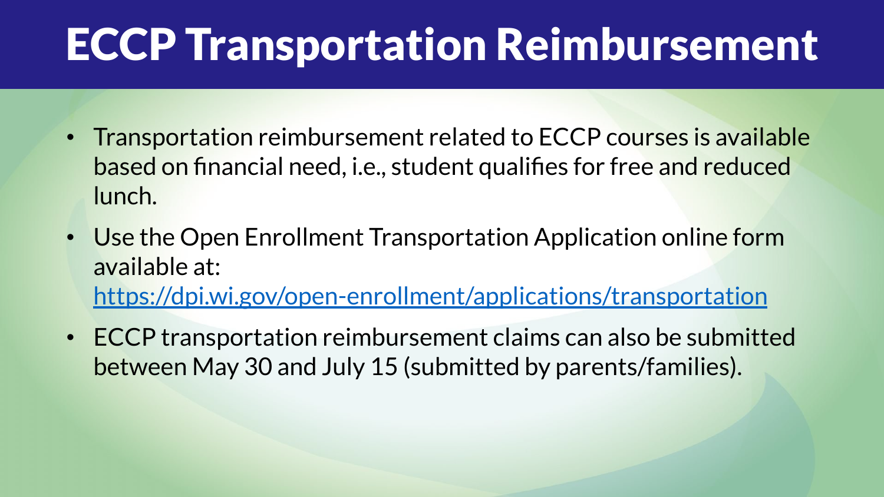# ECCP Transportation Reimbursement

- Transportation reimbursement related to ECCP courses is available based on financial need, i.e., student qualifies for free and reduced lunch.
- Use the Open Enrollment Transportation Application online form available at: [https://dpi.wi.gov/open-enrollment/applications/transportation](https://dpi.wi.gov/open-enrollment/applications/transportation)
- ECCP transportation reimbursement claims can also be submitted between May 30 and July 15 (submitted by parents/families).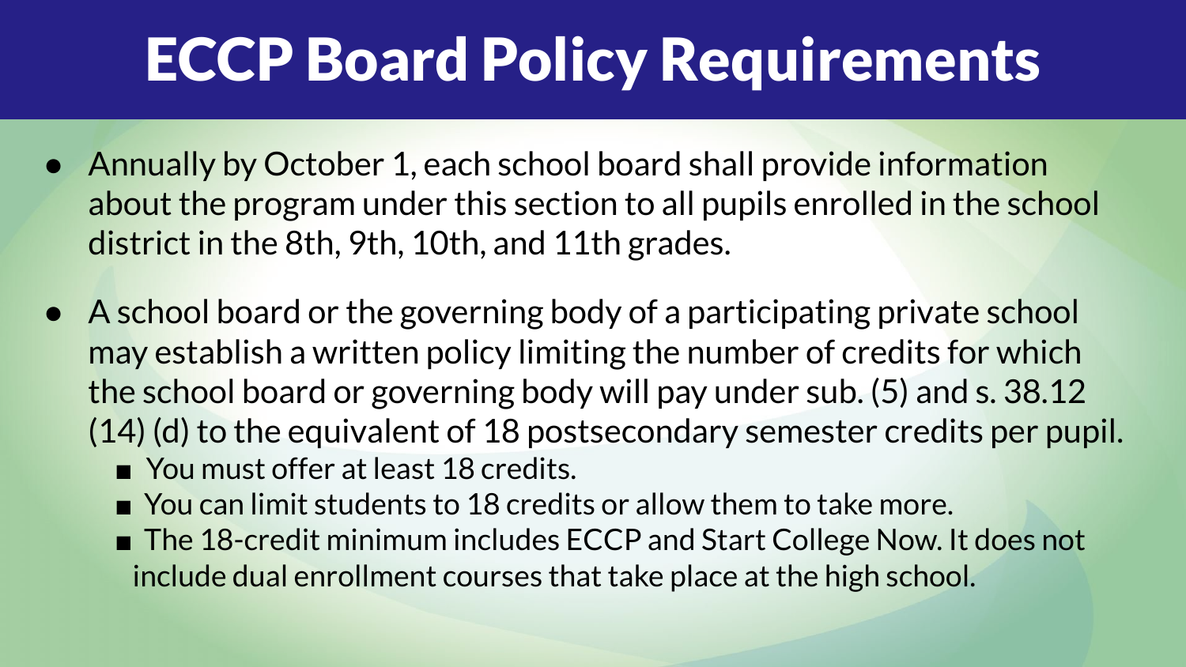# ECCP Board Policy Requirements

- Annually by October 1, each school board shall provide information about the program under this section to all pupils enrolled in the school district in the 8th, 9th, 10th, and 11th grades.
- A school board or the governing body of a participating private school may establish a written policy limiting the number of credits for which the school board or governing body will pay under sub. (5) and s. 38.12 (14) (d) to the equivalent of 18 postsecondary semester credits per pupil.
  - You must offer at least 18 credits.
  - You can limit students to 18 credits or allow them to take more.
  - The 18-credit minimum includes ECCP and Start College Now. It does not include dual enrollment courses that take place at the high school.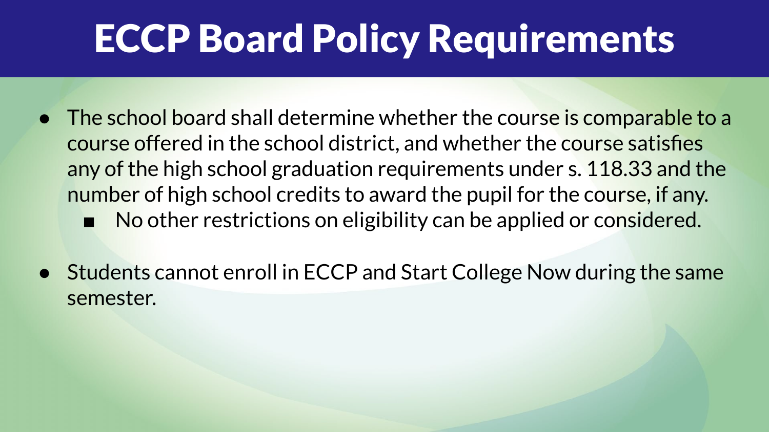# ECCP Board Policy Requirements

- The school board shall determine whether the course is comparable to a course offered in the school district, and whether the course satisfies any of the high school graduation requirements under s. 118.33 and the number of high school credits to award the pupil for the course, if any.
  - No other restrictions on eligibility can be applied or considered.
- Students cannot enroll in ECCP and Start College Now during the same semester.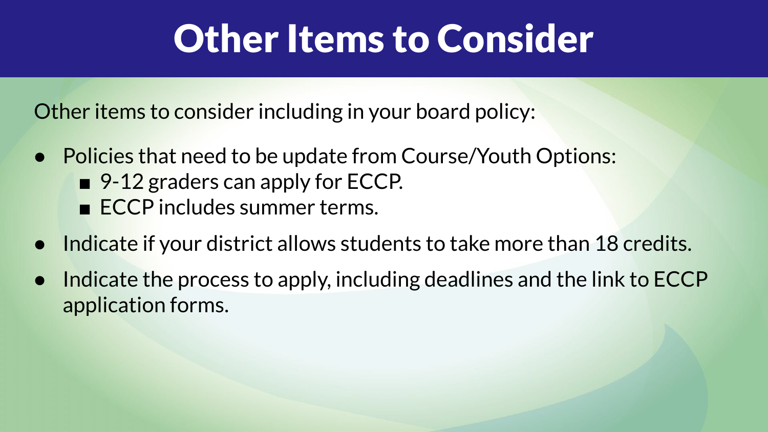# Other Items to Consider

Other items to consider including in your board policy:

- Policies that need to be update from Course/Youth Options:
  - 9-12 graders can apply for ECCP.
  - ECCP includes summer terms.
- Indicate if your district allows students to take more than 18 credits.
- Indicate the process to apply, including deadlines and the link to ECCP application forms.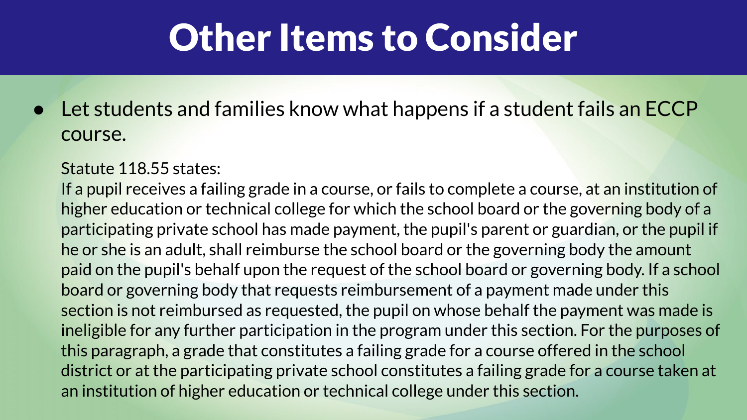# Other Items to Consider

- Let students and families know what happens if a student fails an ECCP course.

  Statute 118.55 states:

  If a pupil receives a failing grade in a course, or fails to complete a course, at an institution of higher education or technical college for which the school board or the governing body of a participating private school has made payment, the pupil's parent or guardian, or the pupil if he or she is an adult, shall reimburse the school board or the governing body the amount paid on the pupil's behalf upon the request of the school board or governing body. If a school board or governing body that requests reimbursement of a payment made under this section is not reimbursed as requested, the pupil on whose behalf the payment was made is ineligible for any further participation in the program under this section. For the purposes of this paragraph, a grade that constitutes a failing grade for a course offered in the school district or at the participating private school constitutes a failing grade for a course taken at an institution of higher education or technical college under this section.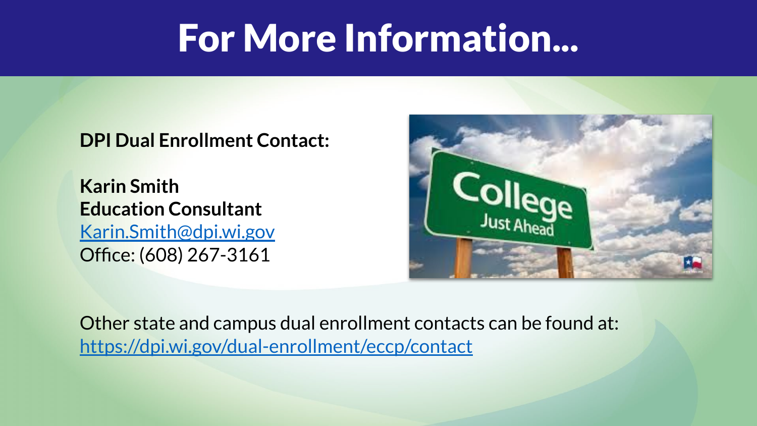# For More Information…

**DPI Dual Enrollment Contact:**

**Karin Smith**
**Education Consultant**
[Karin.Smith@dpi.wi.gov](mailto:Karin.Smith@dpi.wi.gov)
Office: (608) 267-3161

Other state and campus dual enrollment contacts can be found at:
[https://dpi.wi.gov/dual-enrollment/eccp/contact](https://dpi.wi.gov/dual-enrollment/eccp/contact)